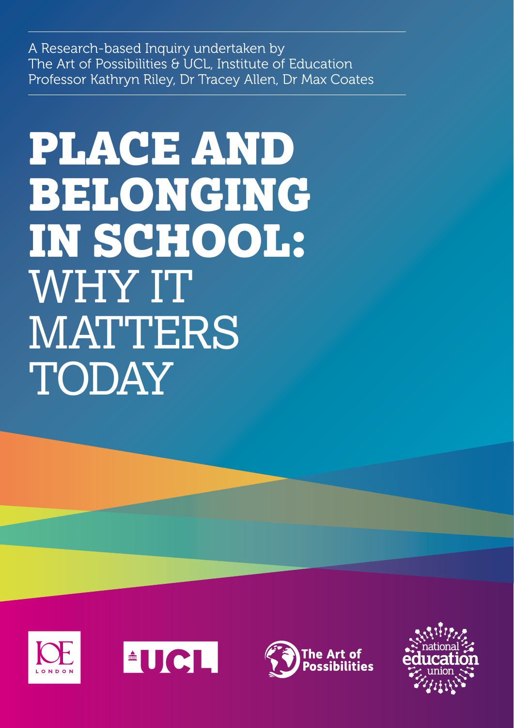A Research-based Inquiry undertaken by
The Art of Possibilities & UCL, Institute of Education
Professor Kathryn Riley, Dr Tracey Allen, Dr Max Coates

# PLACE AND BELONGING IN SCHOOL: WHY IT MATTERS TODAY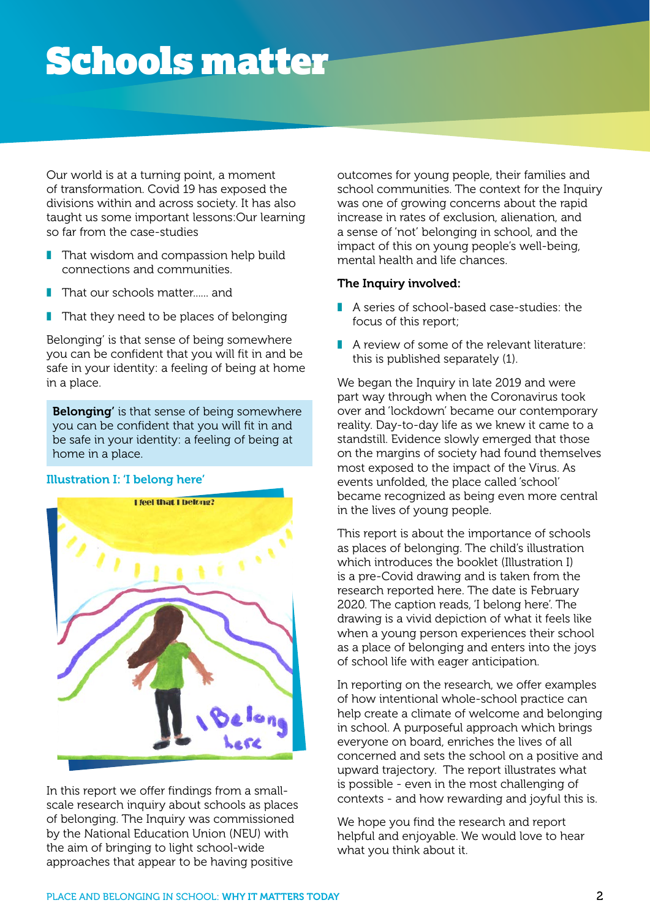# Schools matter

Our world is at a turning point, a moment of transformation. Covid 19 has exposed the divisions within and across society. It has also taught us some important lessons:Our learning so far from the case-studies

- That wisdom and compassion help build connections and communities.
- That our schools matter...... and
- That they need to be places of belonging

Belonging' is that sense of being somewhere you can be confident that you will fit in and be safe in your identity: a feeling of being at home in a place.

> **Belonging'** is that sense of being somewhere you can be confident that you will fit in and be safe in your identity: a feeling of being at home in a place.

**Illustration I: 'I belong here'**

In this report we offer findings from a small-scale research inquiry about schools as places of belonging. The Inquiry was commissioned by the National Education Union (NEU) with the aim of bringing to light school-wide approaches that appear to be having positive outcomes for young people, their families and school communities. The context for the Inquiry was one of growing concerns about the rapid increase in rates of exclusion, alienation, and a sense of 'not' belonging in school, and the impact of this on young people's well-being, mental health and life chances.

**The Inquiry involved:**

- A series of school-based case-studies: the focus of this report;
- A review of some of the relevant literature: this is published separately (1).

We began the Inquiry in late 2019 and were part way through when the Coronavirus took over and 'lockdown' became our contemporary reality. Day-to-day life as we knew it came to a standstill. Evidence slowly emerged that those on the margins of society had found themselves most exposed to the impact of the Virus. As events unfolded, the place called 'school' became recognized as being even more central in the lives of young people.

This report is about the importance of schools as places of belonging. The child's illustration which introduces the booklet (Illustration I) is a pre-Covid drawing and is taken from the research reported here. The date is February 2020. The caption reads, 'I belong here'. The drawing is a vivid depiction of what it feels like when a young person experiences their school as a place of belonging and enters into the joys of school life with eager anticipation.

In reporting on the research, we offer examples of how intentional whole-school practice can help create a climate of welcome and belonging in school. A purposeful approach which brings everyone on board, enriches the lives of all concerned and sets the school on a positive and upward trajectory. The report illustrates what is possible - even in the most challenging of contexts - and how rewarding and joyful this is.

We hope you find the research and report helpful and enjoyable. We would love to hear what you think about it.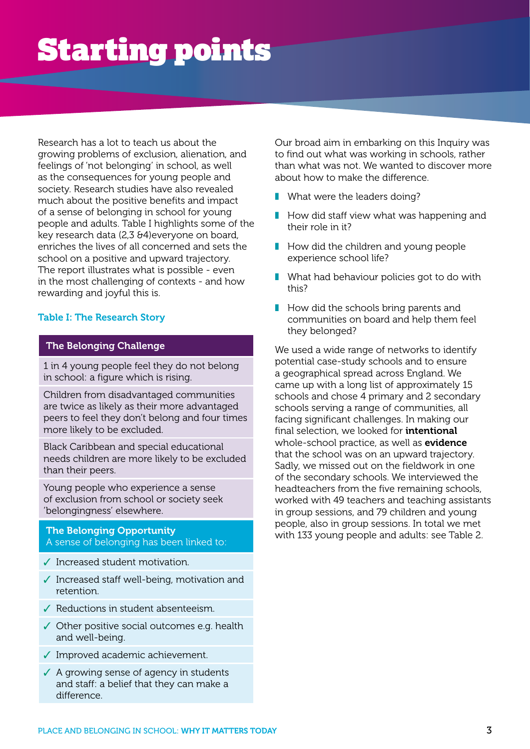# Starting points

Research has a lot to teach us about the growing problems of exclusion, alienation, and feelings of 'not belonging' in school, as well as the consequences for young people and society. Research studies have also revealed much about the positive benefits and impact of a sense of belonging in school for young people and adults. Table I highlights some of the key research data (2,3 &4)everyone on board, enriches the lives of all concerned and sets the school on a positive and upward trajectory. The report illustrates what is possible - even in the most challenging of contexts - and how rewarding and joyful this is.

**Table I: The Research Story**

| The Belonging Challenge |
| --- |
| 1 in 4 young people feel they do not belong in school: a figure which is rising. |
| Children from disadvantaged communities are twice as likely as their more advantaged peers to feel they don't belong and four times more likely to be excluded. |
| Black Caribbean and special educational needs children are more likely to be excluded than their peers. |
| Young people who experience a sense of exclusion from school or society seek 'belongingness' elsewhere. |
| **The Belonging Opportunity** A sense of belonging has been linked to: |
| ✓ Increased student motivation. |
| ✓ Increased staff well-being, motivation and retention. |
| ✓ Reductions in student absenteeism. |
| ✓ Other positive social outcomes e.g. health and well-being. |
| ✓ Improved academic achievement. |
| ✓ A growing sense of agency in students and staff: a belief that they can make a difference. |

Our broad aim in embarking on this Inquiry was to find out what was working in schools, rather than what was not. We wanted to discover more about how to make the difference.

- What were the leaders doing?
- How did staff view what was happening and their role in it?
- How did the children and young people experience school life?
- What had behaviour policies got to do with this?
- How did the schools bring parents and communities on board and help them feel they belonged?

We used a wide range of networks to identify potential case-study schools and to ensure a geographical spread across England. We came up with a long list of approximately 15 schools and chose 4 primary and 2 secondary schools serving a range of communities, all facing significant challenges. In making our final selection, we looked for **intentional** whole-school practice, as well as **evidence** that the school was on an upward trajectory. Sadly, we missed out on the fieldwork in one of the secondary schools. We interviewed the headteachers from the five remaining schools, worked with 49 teachers and teaching assistants in group sessions, and 79 children and young people, also in group sessions. In total we met with 133 young people and adults: see Table 2.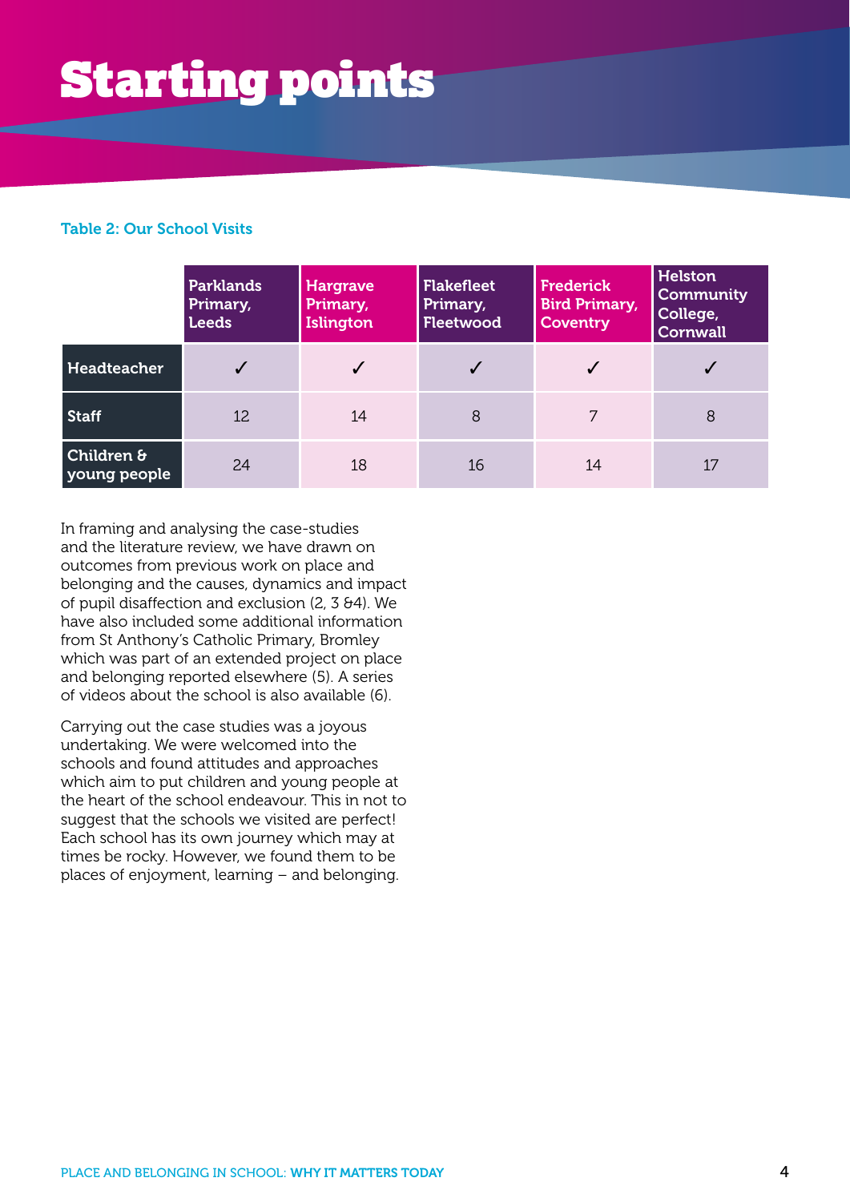# Starting points

**Table 2: Our School Visits**

| | Parklands Primary, Leeds | Hargrave Primary, Islington | Flakefleet Primary, Fleetwood | Frederick Bird Primary, Coventry | Helston Community College, Cornwall |
|---|---|---|---|---|---|
| **Headteacher** | ✓ | ✓ | ✓ | ✓ | ✓ |
| **Staff** | 12 | 14 | 8 | 7 | 8 |
| **Children & young people** | 24 | 18 | 16 | 14 | 17 |

In framing and analysing the case-studies and the literature review, we have drawn on outcomes from previous work on place and belonging and the causes, dynamics and impact of pupil disaffection and exclusion (2, 3 &4). We have also included some additional information from St Anthony's Catholic Primary, Bromley which was part of an extended project on place and belonging reported elsewhere (5). A series of videos about the school is also available (6).

Carrying out the case studies was a joyous undertaking. We were welcomed into the schools and found attitudes and approaches which aim to put children and young people at the heart of the school endeavour. This in not to suggest that the schools we visited are perfect! Each school has its own journey which may at times be rocky. However, we found them to be places of enjoyment, learning – and belonging.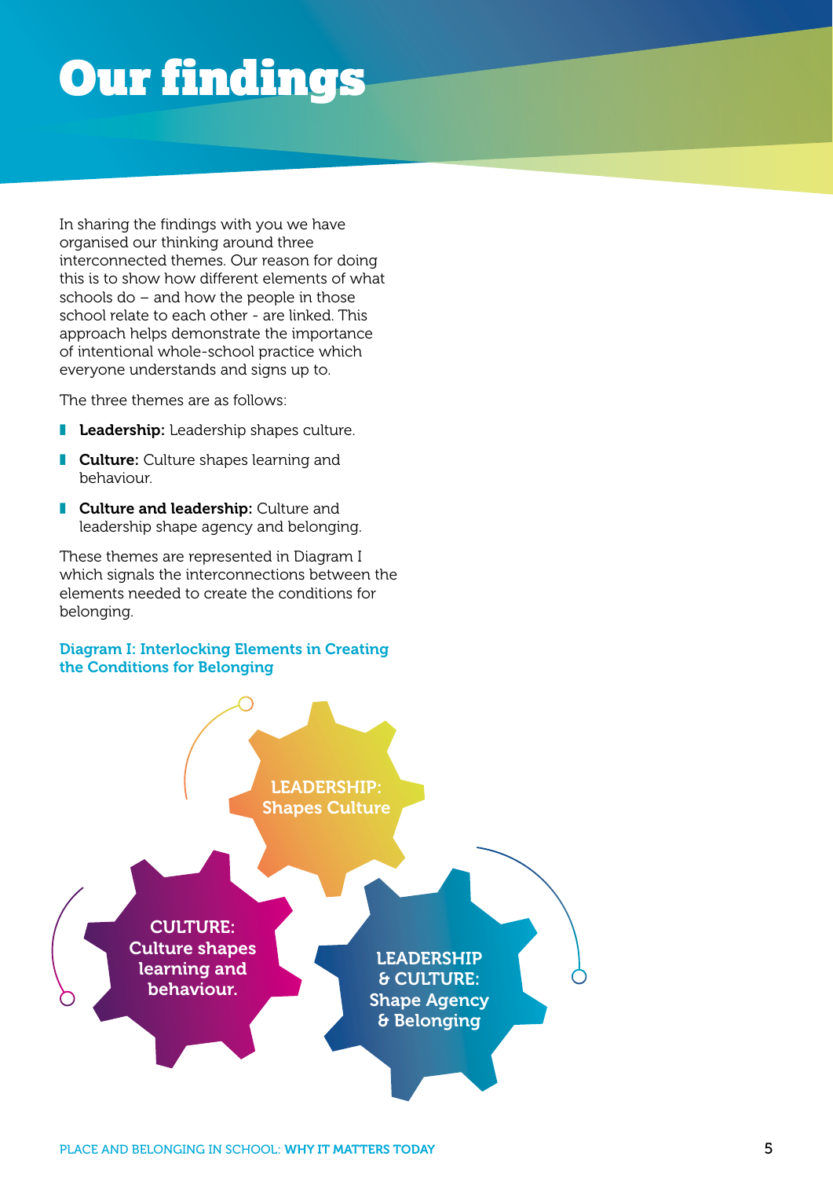# Our findings

In sharing the findings with you we have organised our thinking around three interconnected themes. Our reason for doing this is to show how different elements of what schools do – and how the people in those school relate to each other - are linked. This approach helps demonstrate the importance of intentional whole-school practice which everyone understands and signs up to.

The three themes are as follows:

- **Leadership:** Leadership shapes culture.
- **Culture:** Culture shapes learning and behaviour.
- **Culture and leadership:** Culture and leadership shape agency and belonging.

These themes are represented in Diagram I which signals the interconnections between the elements needed to create the conditions for belonging.

**Diagram I: Interlocking Elements in Creating the Conditions for Belonging**

LEADERSHIP: Shapes Culture

CULTURE: Culture shapes learning and behaviour.

LEADERSHIP & CULTURE: Shape Agency & Belonging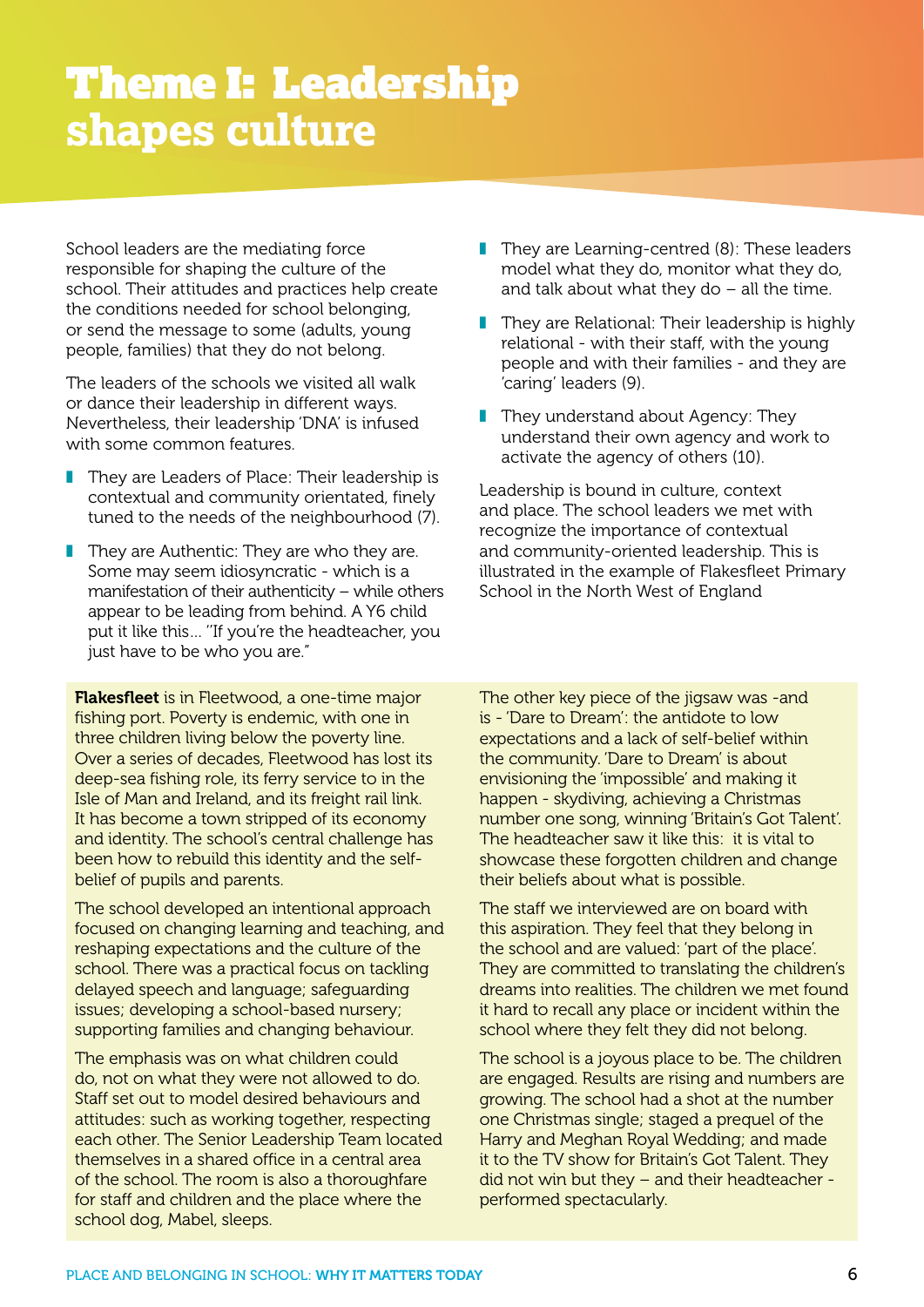# Theme I: Leadership shapes culture

School leaders are the mediating force responsible for shaping the culture of the school. Their attitudes and practices help create the conditions needed for school belonging, or send the message to some (adults, young people, families) that they do not belong.

The leaders of the schools we visited all walk or dance their leadership in different ways. Nevertheless, their leadership 'DNA' is infused with some common features.

- They are Leaders of Place: Their leadership is contextual and community orientated, finely tuned to the needs of the neighbourhood (7).
- They are Authentic: They are who they are. Some may seem idiosyncratic - which is a manifestation of their authenticity – while others appear to be leading from behind. A Y6 child put it like this… "If you're the headteacher, you just have to be who you are."
- They are Learning-centred (8): These leaders model what they do, monitor what they do, and talk about what they do – all the time.
- They are Relational: Their leadership is highly relational - with their staff, with the young people and with their families - and they are 'caring' leaders (9).
- They understand about Agency: They understand their own agency and work to activate the agency of others (10).

Leadership is bound in culture, context and place. The school leaders we met with recognize the importance of contextual and community-oriented leadership. This is illustrated in the example of Flakesfleet Primary School in the North West of England

**Flakesfleet** is in Fleetwood, a one-time major fishing port. Poverty is endemic, with one in three children living below the poverty line. Over a series of decades, Fleetwood has lost its deep-sea fishing role, its ferry service to in the Isle of Man and Ireland, and its freight rail link. It has become a town stripped of its economy and identity. The school's central challenge has been how to rebuild this identity and the self-belief of pupils and parents.

The school developed an intentional approach focused on changing learning and teaching, and reshaping expectations and the culture of the school. There was a practical focus on tackling delayed speech and language; safeguarding issues; developing a school-based nursery; supporting families and changing behaviour.

The emphasis was on what children could do, not on what they were not allowed to do. Staff set out to model desired behaviours and attitudes: such as working together, respecting each other. The Senior Leadership Team located themselves in a shared office in a central area of the school. The room is also a thoroughfare for staff and children and the place where the school dog, Mabel, sleeps.

The other key piece of the jigsaw was -and is - 'Dare to Dream': the antidote to low expectations and a lack of self-belief within the community. 'Dare to Dream' is about envisioning the 'impossible' and making it happen - skydiving, achieving a Christmas number one song, winning 'Britain's Got Talent'. The headteacher saw it like this: it is vital to showcase these forgotten children and change their beliefs about what is possible.

The staff we interviewed are on board with this aspiration. They feel that they belong in the school and are valued: 'part of the place'. They are committed to translating the children's dreams into realities. The children we met found it hard to recall any place or incident within the school where they felt they did not belong.

The school is a joyous place to be. The children are engaged. Results are rising and numbers are growing. The school had a shot at the number one Christmas single; staged a prequel of the Harry and Meghan Royal Wedding; and made it to the TV show for Britain's Got Talent. They did not win but they – and their headteacher - performed spectacularly.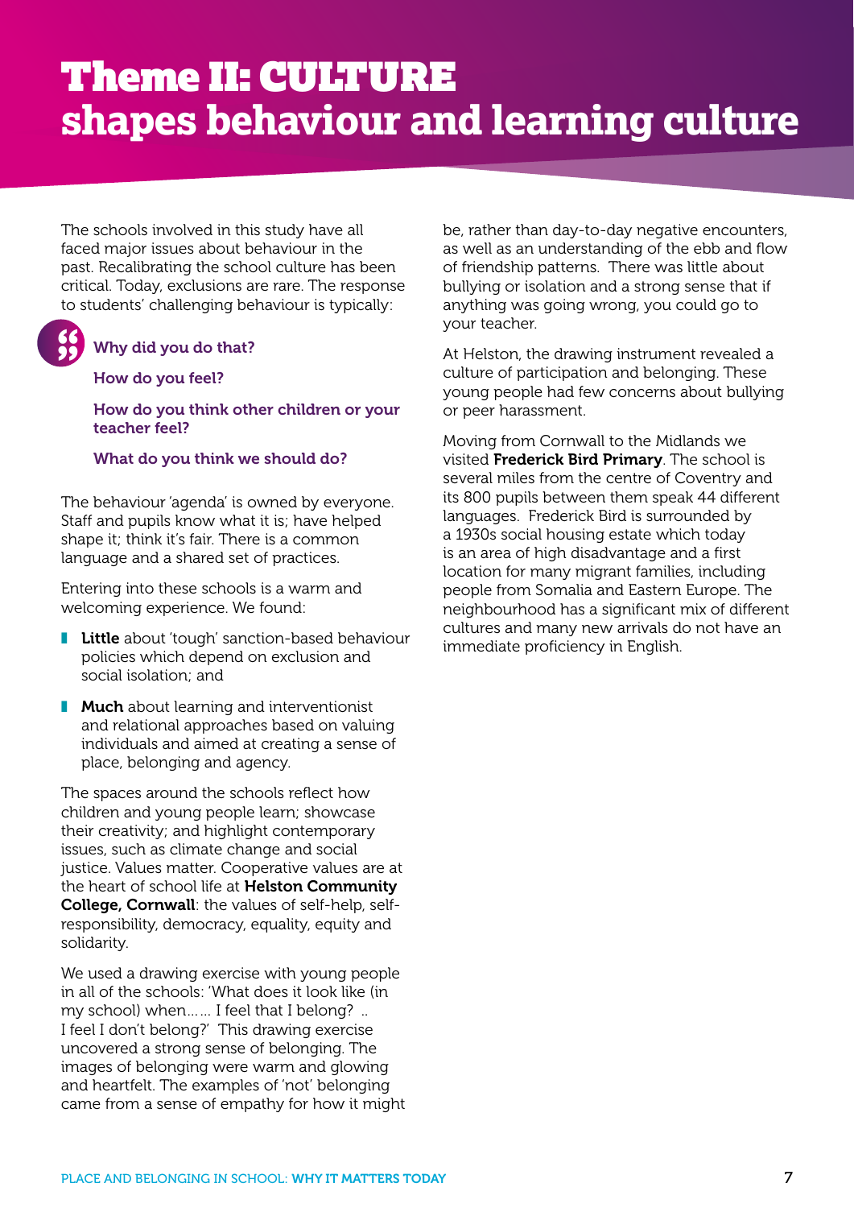# Theme II: CULTURE shapes behaviour and learning culture

The schools involved in this study have all faced major issues about behaviour in the past. Recalibrating the school culture has been critical. Today, exclusions are rare. The response to students' challenging behaviour is typically:

> **Why did you do that?**
>
> **How do you feel?**
>
> **How do you think other children or your teacher feel?**
>
> **What do you think we should do?**

The behaviour 'agenda' is owned by everyone. Staff and pupils know what it is; have helped shape it; think it's fair. There is a common language and a shared set of practices.

Entering into these schools is a warm and welcoming experience. We found:

- **Little** about 'tough' sanction-based behaviour policies which depend on exclusion and social isolation; and
- **Much** about learning and interventionist and relational approaches based on valuing individuals and aimed at creating a sense of place, belonging and agency.

The spaces around the schools reflect how children and young people learn; showcase their creativity; and highlight contemporary issues, such as climate change and social justice. Values matter. Cooperative values are at the heart of school life at **Helston Community College, Cornwall**: the values of self-help, self-responsibility, democracy, equality, equity and solidarity.

We used a drawing exercise with young people in all of the schools: 'What does it look like (in my school) when…… I feel that I belong? .. I feel I don't belong?' This drawing exercise uncovered a strong sense of belonging. The images of belonging were warm and glowing and heartfelt. The examples of 'not' belonging came from a sense of empathy for how it might be, rather than day-to-day negative encounters, as well as an understanding of the ebb and flow of friendship patterns. There was little about bullying or isolation and a strong sense that if anything was going wrong, you could go to your teacher.

At Helston, the drawing instrument revealed a culture of participation and belonging. These young people had few concerns about bullying or peer harassment.

Moving from Cornwall to the Midlands we visited **Frederick Bird Primary**. The school is several miles from the centre of Coventry and its 800 pupils between them speak 44 different languages. Frederick Bird is surrounded by a 1930s social housing estate which today is an area of high disadvantage and a first location for many migrant families, including people from Somalia and Eastern Europe. The neighbourhood has a significant mix of different cultures and many new arrivals do not have an immediate proficiency in English.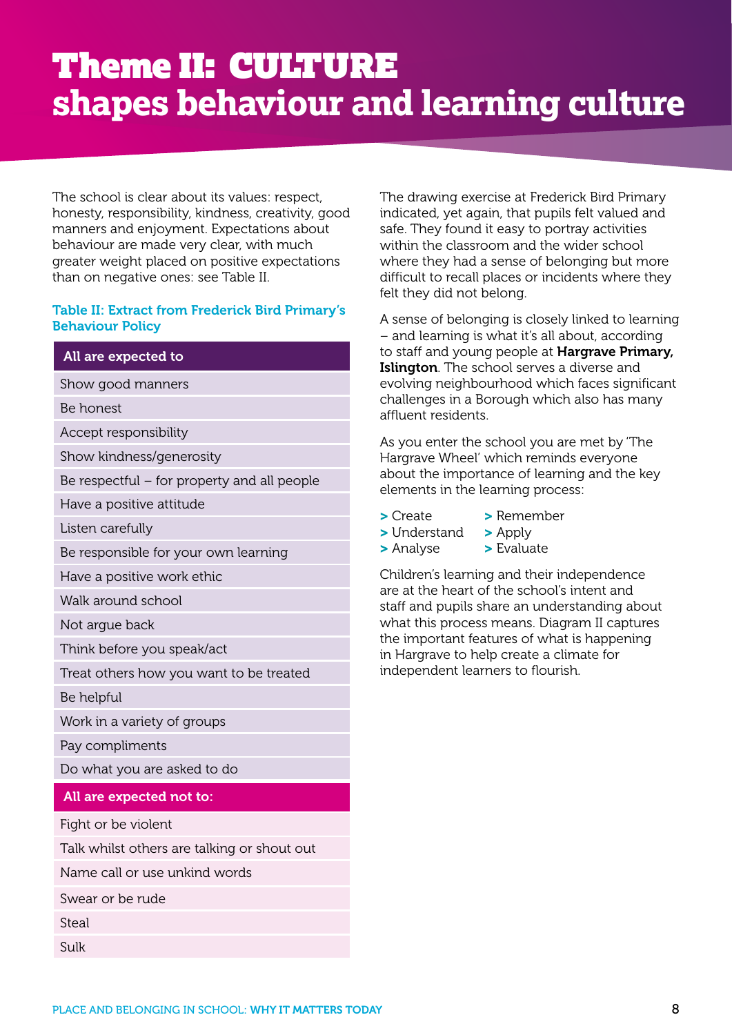# Theme II: CULTURE shapes behaviour and learning culture

The school is clear about its values: respect, honesty, responsibility, kindness, creativity, good manners and enjoyment. Expectations about behaviour are made very clear, with much greater weight placed on positive expectations than on negative ones: see Table II.

**Table II: Extract from Frederick Bird Primary's Behaviour Policy**

| All are expected to |
|---|
| Show good manners |
| Be honest |
| Accept responsibility |
| Show kindness/generosity |
| Be respectful – for property and all people |
| Have a positive attitude |
| Listen carefully |
| Be responsible for your own learning |
| Have a positive work ethic |
| Walk around school |
| Not argue back |
| Think before you speak/act |
| Treat others how you want to be treated |
| Be helpful |
| Work in a variety of groups |
| Pay compliments |
| Do what you are asked to do |
| **All are expected not to:** |
| Fight or be violent |
| Talk whilst others are talking or shout out |
| Name call or use unkind words |
| Swear or be rude |
| Steal |
| Sulk |

The drawing exercise at Frederick Bird Primary indicated, yet again, that pupils felt valued and safe. They found it easy to portray activities within the classroom and the wider school where they had a sense of belonging but more difficult to recall places or incidents where they felt they did not belong.

A sense of belonging is closely linked to learning – and learning is what it's all about, according to staff and young people at **Hargrave Primary, Islington**. The school serves a diverse and evolving neighbourhood which faces significant challenges in a Borough which also has many affluent residents.

As you enter the school you are met by 'The Hargrave Wheel' which reminds everyone about the importance of learning and the key elements in the learning process:

- Create
- Understand
- Analyse
- Remember
- Apply
- Evaluate

Children's learning and their independence are at the heart of the school's intent and staff and pupils share an understanding about what this process means. Diagram II captures the important features of what is happening in Hargrave to help create a climate for independent learners to flourish.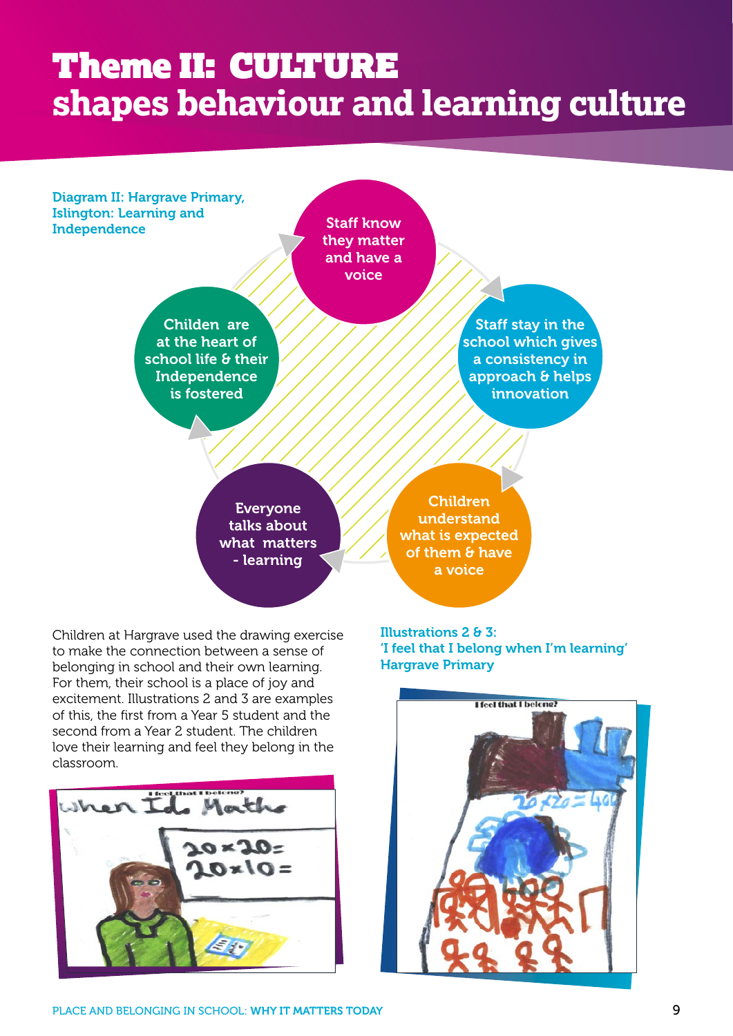# Theme II: CULTURE shapes behaviour and learning culture

Diagram II: Hargrave Primary, Islington: Learning and Independence

- Staff know they matter and have a voice
- Staff stay in the school which gives a consistency in approach & helps innovation
- Children understand what is expected of them & have a voice
- Everyone talks about what matters - learning
- Childen are at the heart of school life & their Independence is fostered

Children at Hargrave used the drawing exercise to make the connection between a sense of belonging in school and their own learning. For them, their school is a place of joy and excitement. Illustrations 2 and 3 are examples of this, the first from a Year 5 student and the second from a Year 2 student. The children love their learning and feel they belong in the classroom.

Illustrations 2 & 3: 'I feel that I belong when I'm learning' Hargrave Primary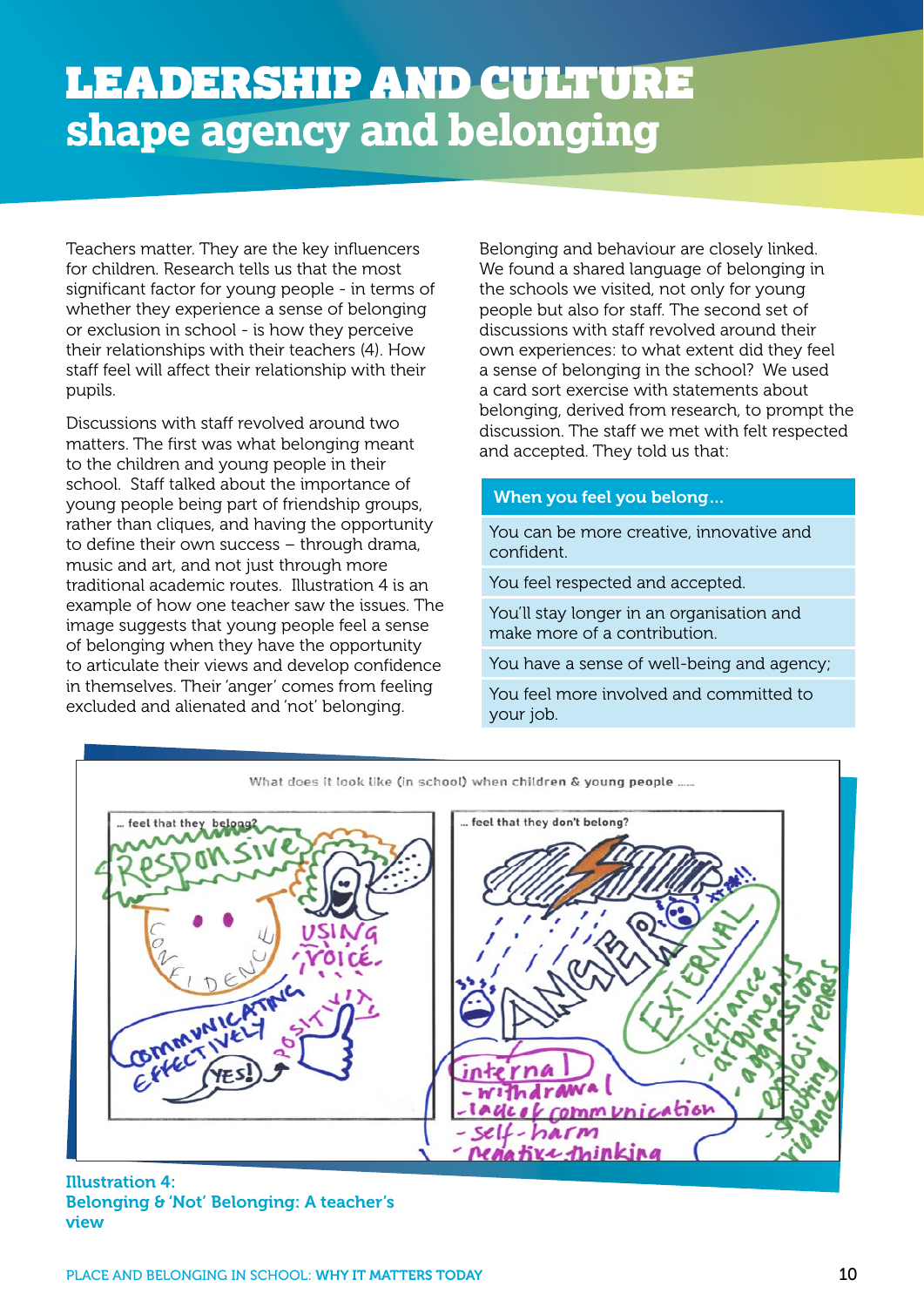# LEADERSHIP AND CULTURE shape agency and belonging

Teachers matter. They are the key influencers for children. Research tells us that the most significant factor for young people - in terms of whether they experience a sense of belonging or exclusion in school - is how they perceive their relationships with their teachers (4). How staff feel will affect their relationship with their pupils.

Discussions with staff revolved around two matters. The first was what belonging meant to the children and young people in their school. Staff talked about the importance of young people being part of friendship groups, rather than cliques, and having the opportunity to define their own success – through drama, music and art, and not just through more traditional academic routes. Illustration 4 is an example of how one teacher saw the issues. The image suggests that young people feel a sense of belonging when they have the opportunity to articulate their views and develop confidence in themselves. Their 'anger' comes from feeling excluded and alienated and 'not' belonging.

Belonging and behaviour are closely linked. We found a shared language of belonging in the schools we visited, not only for young people but also for staff. The second set of discussions with staff revolved around their own experiences: to what extent did they feel a sense of belonging in the school? We used a card sort exercise with statements about belonging, derived from research, to prompt the discussion. The staff we met with felt respected and accepted. They told us that:

| When you feel you belong... |
|---|
| You can be more creative, innovative and confident. |
| You feel respected and accepted. |
| You'll stay longer in an organisation and make more of a contribution. |
| You have a sense of well-being and agency; |
| You feel more involved and committed to your job. |

**Illustration 4: Belonging & 'Not' Belonging: A teacher's view**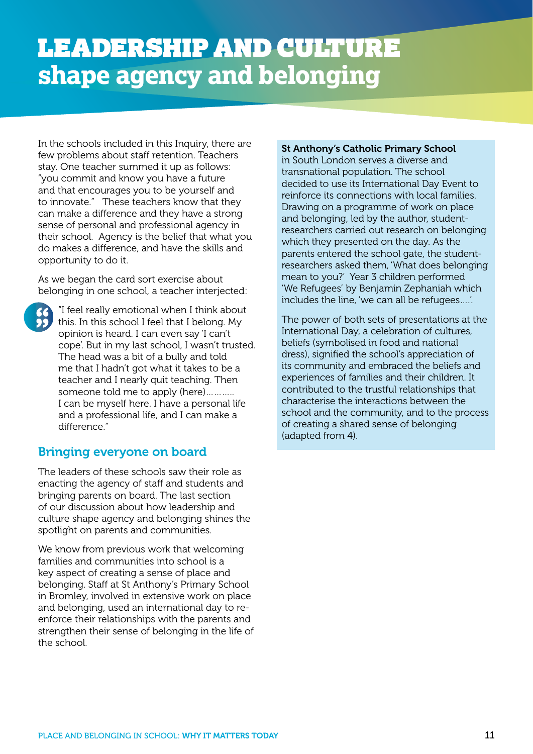# LEADERSHIP AND CULTURE shape agency and belonging

In the schools included in this Inquiry, there are few problems about staff retention. Teachers stay. One teacher summed it up as follows: "you commit and know you have a future and that encourages you to be yourself and to innovate." These teachers know that they can make a difference and they have a strong sense of personal and professional agency in their school. Agency is the belief that what you do makes a difference, and have the skills and opportunity to do it.

As we began the card sort exercise about belonging in one school, a teacher interjected:

> "I feel really emotional when I think about this. In this school I feel that I belong. My opinion is heard. I can even say 'I can't cope'. But in my last school, I wasn't trusted. The head was a bit of a bully and told me that I hadn't got what it takes to be a teacher and I nearly quit teaching. Then someone told me to apply (here)……….. I can be myself here. I have a personal life and a professional life, and I can make a difference."

## Bringing everyone on board

The leaders of these schools saw their role as enacting the agency of staff and students and bringing parents on board. The last section of our discussion about how leadership and culture shape agency and belonging shines the spotlight on parents and communities.

We know from previous work that welcoming families and communities into school is a key aspect of creating a sense of place and belonging. Staff at St Anthony's Primary School in Bromley, involved in extensive work on place and belonging, used an international day to re-enforce their relationships with the parents and strengthen their sense of belonging in the life of the school.

**St Anthony's Catholic Primary School** in South London serves a diverse and transnational population. The school decided to use its International Day Event to reinforce its connections with local families. Drawing on a programme of work on place and belonging, led by the author, student-researchers carried out research on belonging which they presented on the day. As the parents entered the school gate, the student-researchers asked them, 'What does belonging mean to you?' Year 3 children performed 'We Refugees' by Benjamin Zephaniah which includes the line, 'we can all be refugees….'.

The power of both sets of presentations at the International Day, a celebration of cultures, beliefs (symbolised in food and national dress), signified the school's appreciation of its community and embraced the beliefs and experiences of families and their children. It contributed to the trustful relationships that characterise the interactions between the school and the community, and to the process of creating a shared sense of belonging (adapted from 4).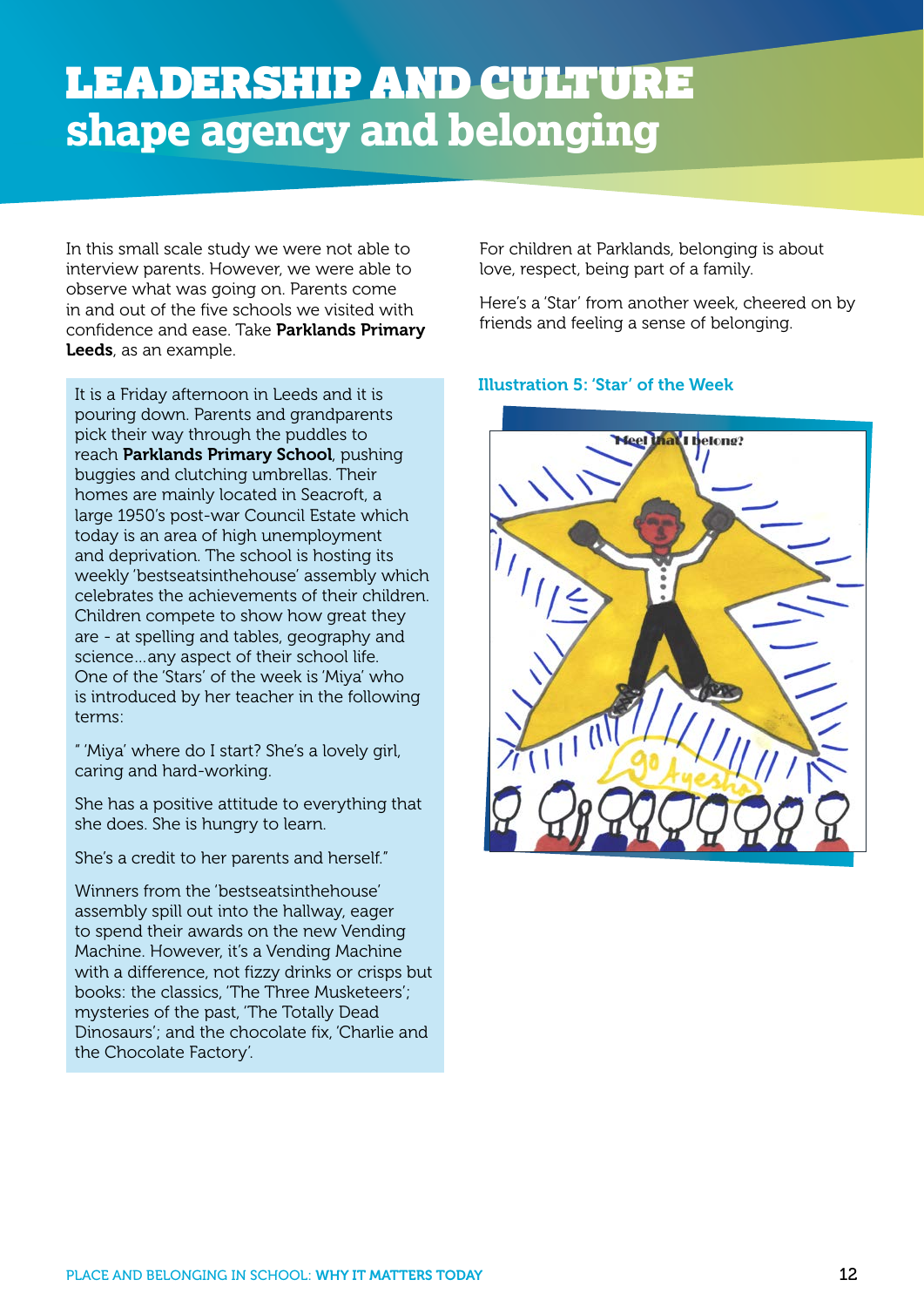# LEADERSHIP AND CULTURE shape agency and belonging

In this small scale study we were not able to interview parents. However, we were able to observe what was going on. Parents come in and out of the five schools we visited with confidence and ease. Take **Parklands Primary Leeds**, as an example.

It is a Friday afternoon in Leeds and it is pouring down. Parents and grandparents pick their way through the puddles to reach **Parklands Primary School**, pushing buggies and clutching umbrellas. Their homes are mainly located in Seacroft, a large 1950's post-war Council Estate which today is an area of high unemployment and deprivation. The school is hosting its weekly 'bestseatsinthehouse' assembly which celebrates the achievements of their children. Children compete to show how great they are - at spelling and tables, geography and science...any aspect of their school life. One of the 'Stars' of the week is 'Miya' who is introduced by her teacher in the following terms:

" 'Miya' where do I start? She's a lovely girl, caring and hard-working.

She has a positive attitude to everything that she does. She is hungry to learn.

She's a credit to her parents and herself."

Winners from the 'bestseatsinthehouse' assembly spill out into the hallway, eager to spend their awards on the new Vending Machine. However, it's a Vending Machine with a difference, not fizzy drinks or crisps but books: the classics, 'The Three Musketeers'; mysteries of the past, 'The Totally Dead Dinosaurs'; and the chocolate fix, 'Charlie and the Chocolate Factory'.

For children at Parklands, belonging is about love, respect, being part of a family.

Here's a 'Star' from another week, cheered on by friends and feeling a sense of belonging.

Illustration 5: 'Star' of the Week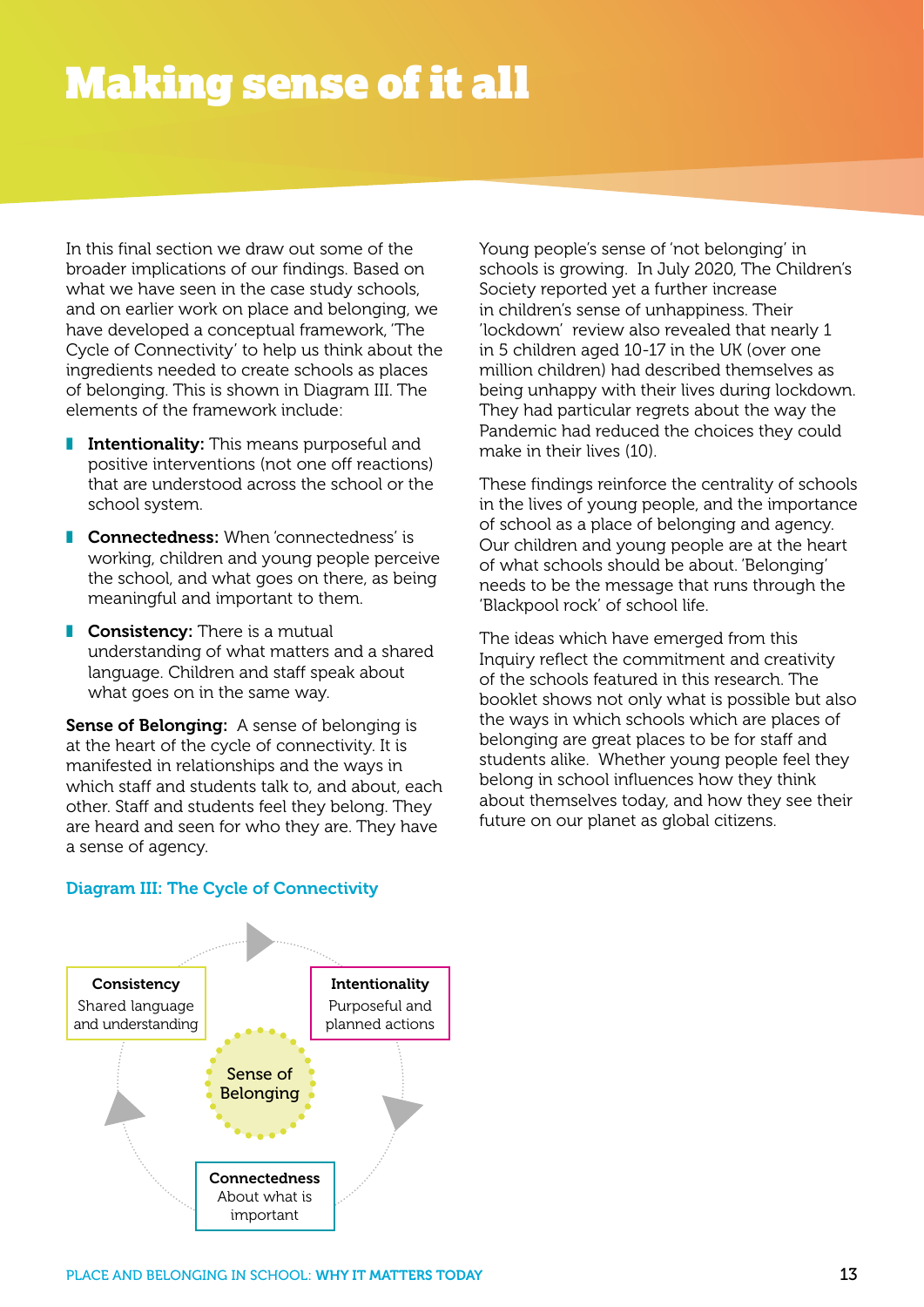# Making sense of it all

In this final section we draw out some of the broader implications of our findings. Based on what we have seen in the case study schools, and on earlier work on place and belonging, we have developed a conceptual framework, 'The Cycle of Connectivity' to help us think about the ingredients needed to create schools as places of belonging. This is shown in Diagram III. The elements of the framework include:

- **Intentionality:** This means purposeful and positive interventions (not one off reactions) that are understood across the school or the school system.
- **Connectedness:** When 'connectedness' is working, children and young people perceive the school, and what goes on there, as being meaningful and important to them.
- **Consistency:** There is a mutual understanding of what matters and a shared language. Children and staff speak about what goes on in the same way.

**Sense of Belonging:** A sense of belonging is at the heart of the cycle of connectivity. It is manifested in relationships and the ways in which staff and students talk to, and about, each other. Staff and students feel they belong. They are heard and seen for who they are. They have a sense of agency.

Diagram III: The Cycle of Connectivity

Consistency
Shared language and understanding

Intentionality
Purposeful and planned actions

Sense of Belonging

Connectedness
About what is important

Young people's sense of 'not belonging' in schools is growing. In July 2020, The Children's Society reported yet a further increase in children's sense of unhappiness. Their 'lockdown' review also revealed that nearly 1 in 5 children aged 10-17 in the UK (over one million children) had described themselves as being unhappy with their lives during lockdown. They had particular regrets about the way the Pandemic had reduced the choices they could make in their lives (10).

These findings reinforce the centrality of schools in the lives of young people, and the importance of school as a place of belonging and agency. Our children and young people are at the heart of what schools should be about. 'Belonging' needs to be the message that runs through the 'Blackpool rock' of school life.

The ideas which have emerged from this Inquiry reflect the commitment and creativity of the schools featured in this research. The booklet shows not only what is possible but also the ways in which schools which are places of belonging are great places to be for staff and students alike. Whether young people feel they belong in school influences how they think about themselves today, and how they see their future on our planet as global citizens.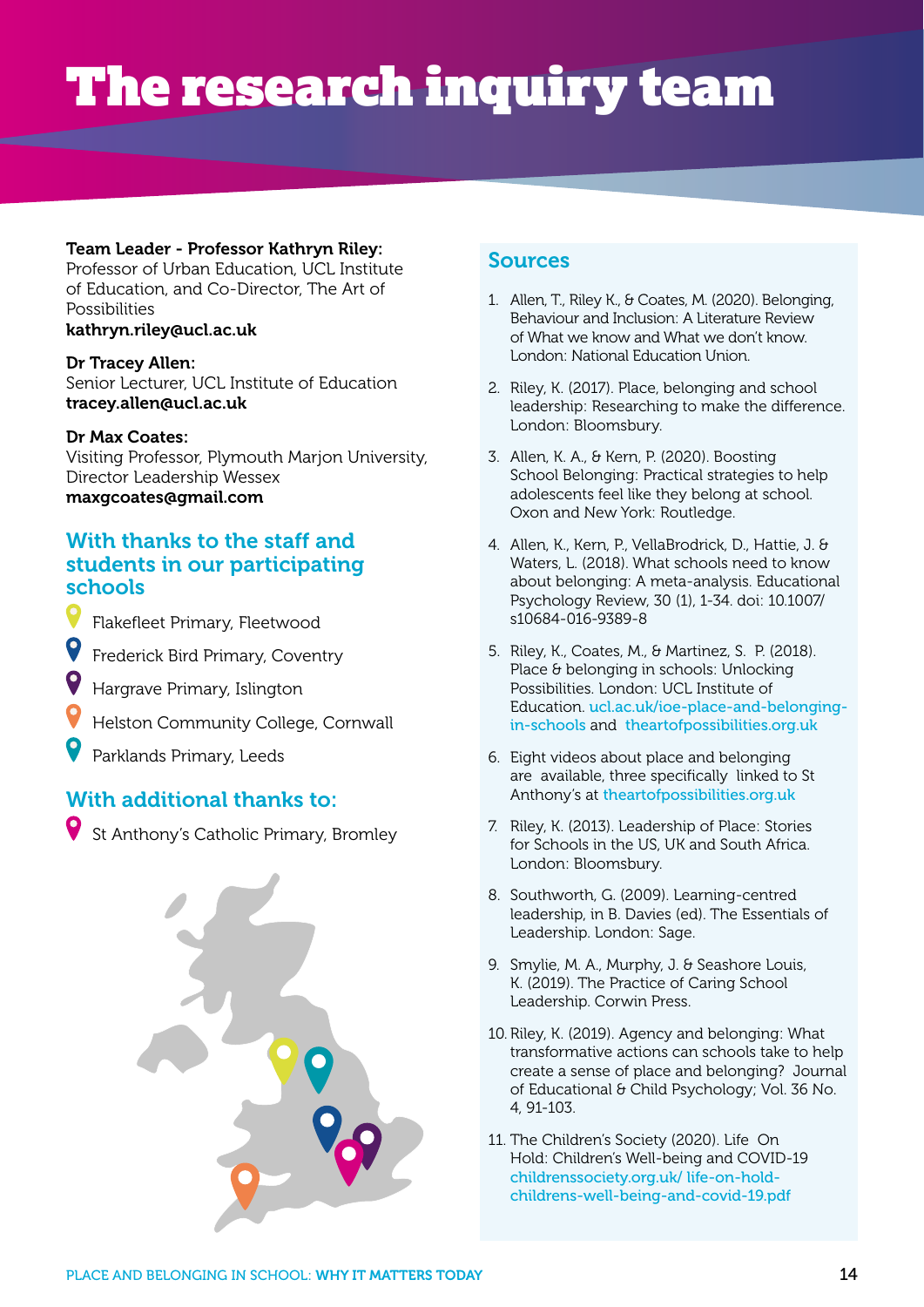# The research inquiry team

**Team Leader - Professor Kathryn Riley:**
Professor of Urban Education, UCL Institute of Education, and Co-Director, The Art of Possibilities
**kathryn.riley@ucl.ac.uk**

**Dr Tracey Allen:**
Senior Lecturer, UCL Institute of Education
**tracey.allen@ucl.ac.uk**

**Dr Max Coates:**
Visiting Professor, Plymouth Marjon University, Director Leadership Wessex
**maxgcoates@gmail.com**

## With thanks to the staff and students in our participating schools

- Flakefleet Primary, Fleetwood
- Frederick Bird Primary, Coventry
- Hargrave Primary, Islington
- Helston Community College, Cornwall
- Parklands Primary, Leeds

## With additional thanks to:

- St Anthony's Catholic Primary, Bromley

## Sources

1. Allen, T., Riley K., & Coates, M. (2020). Belonging, Behaviour and Inclusion: A Literature Review of What we know and What we don't know. London: National Education Union.
2. Riley, K. (2017). Place, belonging and school leadership: Researching to make the difference. London: Bloomsbury.
3. Allen, K. A., & Kern, P. (2020). Boosting School Belonging: Practical strategies to help adolescents feel like they belong at school. Oxon and New York: Routledge.
4. Allen, K., Kern, P., VellaBrodrick, D., Hattie, J. & Waters, L. (2018). What schools need to know about belonging: A meta-analysis. Educational Psychology Review, 30 (1), 1-34. doi: 10.1007/s10684-016-9389-8
5. Riley, K., Coates, M., & Martinez, S. P. (2018). Place & belonging in schools: Unlocking Possibilities. London: UCL Institute of Education. ucl.ac.uk/ioe-place-and-belonging-in-schools and theartofpossibilities.org.uk
6. Eight videos about place and belonging are available, three specifically linked to St Anthony's at theartofpossibilities.org.uk
7. Riley, K. (2013). Leadership of Place: Stories for Schools in the US, UK and South Africa. London: Bloomsbury.
8. Southworth, G. (2009). Learning-centred leadership, in B. Davies (ed). The Essentials of Leadership. London: Sage.
9. Smylie, M. A., Murphy, J. & Seashore Louis, K. (2019). The Practice of Caring School Leadership. Corwin Press.
10. Riley, K. (2019). Agency and belonging: What transformative actions can schools take to help create a sense of place and belonging? Journal of Educational & Child Psychology; Vol. 36 No. 4, 91-103.
11. The Children's Society (2020). Life On Hold: Children's Well-being and COVID-19 childrenssociety.org.uk/ life-on-hold-childrens-well-being-and-covid-19.pdf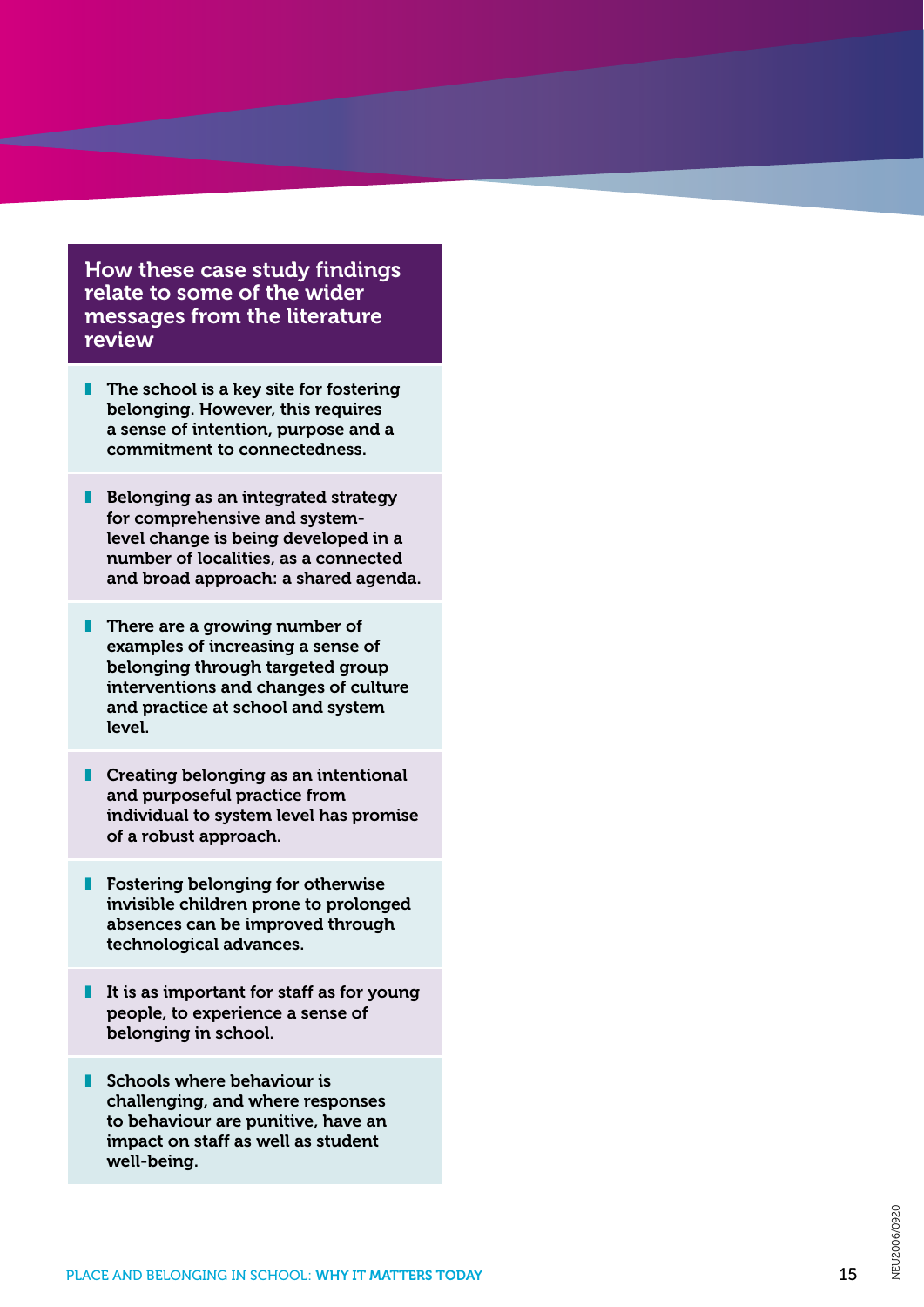## How these case study findings relate to some of the wider messages from the literature review

- The school is a key site for fostering belonging. However, this requires a sense of intention, purpose and a commitment to connectedness.
- Belonging as an integrated strategy for comprehensive and system-level change is being developed in a number of localities, as a connected and broad approach: a shared agenda.
- There are a growing number of examples of increasing a sense of belonging through targeted group interventions and changes of culture and practice at school and system level.
- Creating belonging as an intentional and purposeful practice from individual to system level has promise of a robust approach.
- Fostering belonging for otherwise invisible children prone to prolonged absences can be improved through technological advances.
- It is as important for staff as for young people, to experience a sense of belonging in school.
- Schools where behaviour is challenging, and where responses to behaviour are punitive, have an impact on staff as well as student well-being.

NEU2006/0920